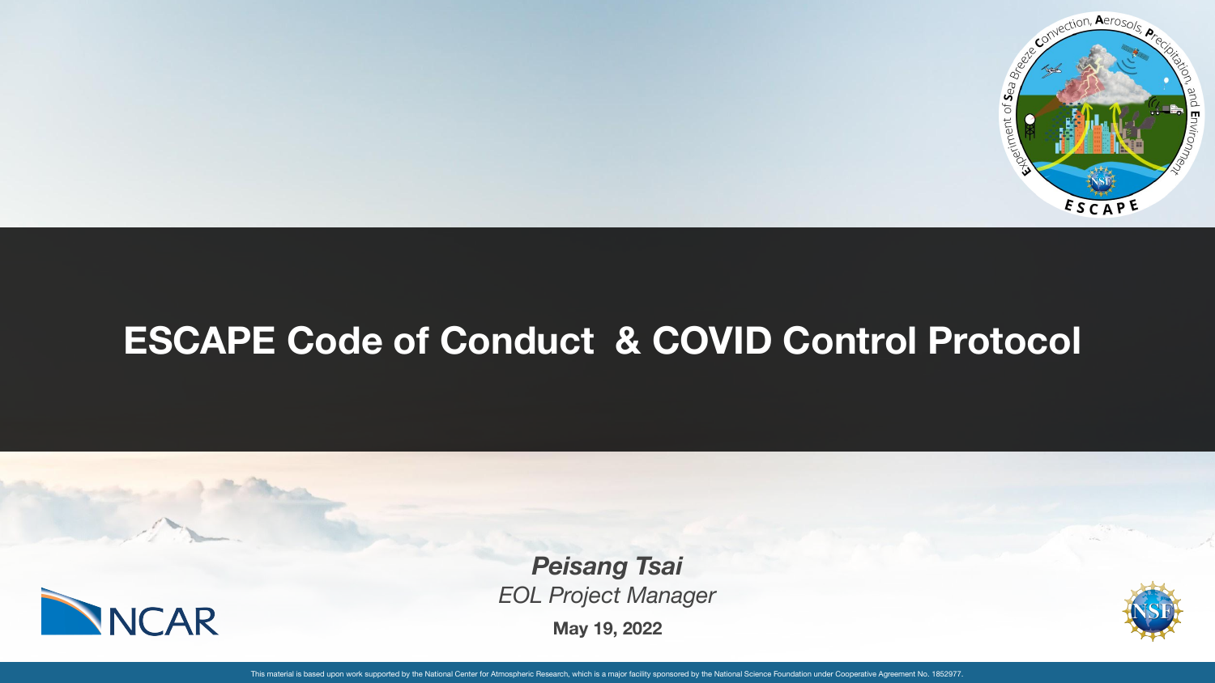# ESCAPE Code of Conduct & COVID Control Protocol

***Peisang Tsai***

*EOL Project Manager*

**May 19, 2022**

This material is based upon work supported by the National Center for Atmospheric Research, which is a major facility sponsored by the National Science Foundation under Cooperative Agreement No. 1852977.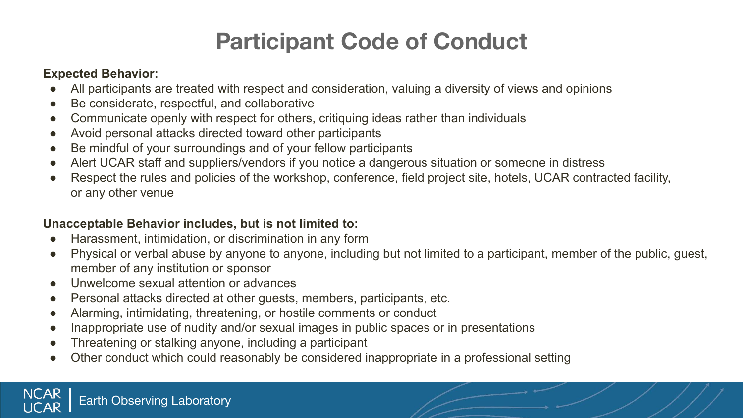# Participant Code of Conduct

**Expected Behavior:**

- All participants are treated with respect and consideration, valuing a diversity of views and opinions
- Be considerate, respectful, and collaborative
- Communicate openly with respect for others, critiquing ideas rather than individuals
- Avoid personal attacks directed toward other participants
- Be mindful of your surroundings and of your fellow participants
- Alert UCAR staff and suppliers/vendors if you notice a dangerous situation or someone in distress
- Respect the rules and policies of the workshop, conference, field project site, hotels, UCAR contracted facility, or any other venue

**Unacceptable Behavior includes, but is not limited to:**

- Harassment, intimidation, or discrimination in any form
- Physical or verbal abuse by anyone to anyone, including but not limited to a participant, member of the public, guest, member of any institution or sponsor
- Unwelcome sexual attention or advances
- Personal attacks directed at other guests, members, participants, etc.
- Alarming, intimidating, threatening, or hostile comments or conduct
- Inappropriate use of nudity and/or sexual images in public spaces or in presentations
- Threatening or stalking anyone, including a participant
- Other conduct which could reasonably be considered inappropriate in a professional setting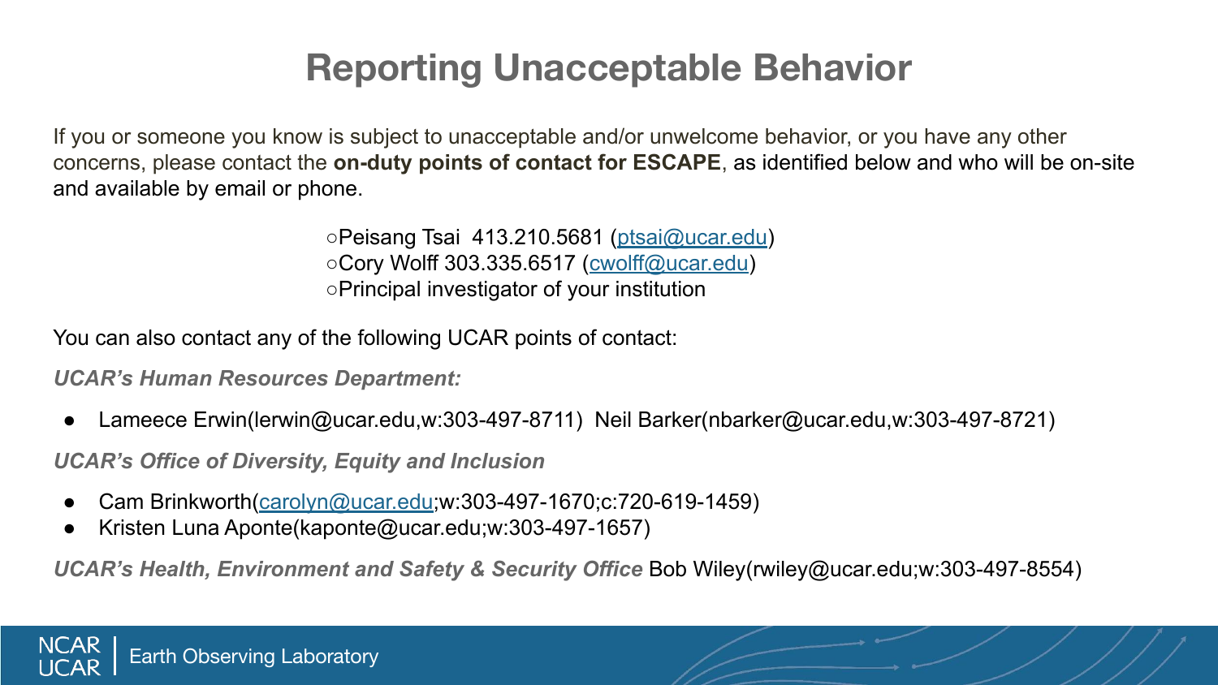# Reporting Unacceptable Behavior

If you or someone you know is subject to unacceptable and/or unwelcome behavior, or you have any other concerns, please contact the **on-duty points of contact for ESCAPE**, as identified below and who will be on-site and available by email or phone.

- Peisang Tsai 413.210.5681 (ptsai@ucar.edu)
- Cory Wolff 303.335.6517 (cwolff@ucar.edu)
- Principal investigator of your institution

You can also contact any of the following UCAR points of contact:

***UCAR's Human Resources Department:***

- Lameece Erwin(lerwin@ucar.edu,w:303-497-8711) Neil Barker(nbarker@ucar.edu,w:303-497-8721)

***UCAR's Office of Diversity, Equity and Inclusion***

- Cam Brinkworth(carolyn@ucar.edu;w:303-497-1670;c:720-619-1459)
- Kristen Luna Aponte(kaponte@ucar.edu;w:303-497-1657)

***UCAR's Health, Environment and Safety & Security Office*** Bob Wiley(rwiley@ucar.edu;w:303-497-8554)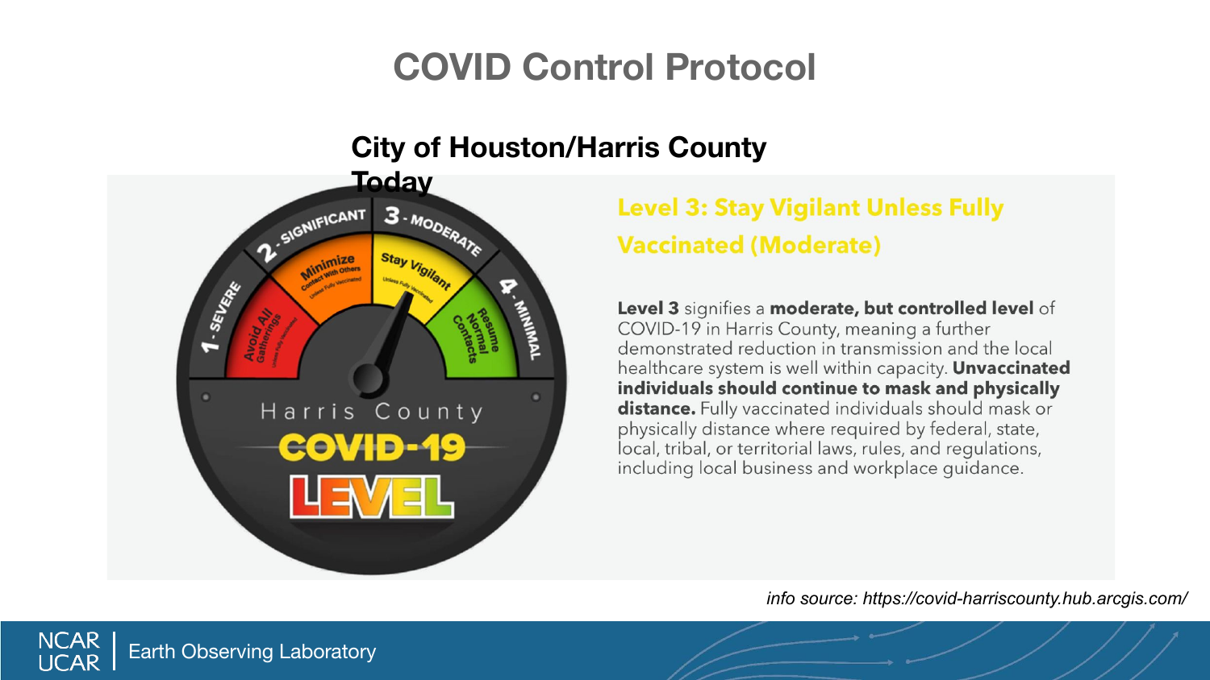# COVID Control Protocol

## City of Houston/Harris County Today

### Level 3: Stay Vigilant Unless Fully Vaccinated (Moderate)

**Level 3** signifies a **moderate, but controlled level** of COVID-19 in Harris County, meaning a further demonstrated reduction in transmission and the local healthcare system is well within capacity. **Unvaccinated individuals should continue to mask and physically distance.** Fully vaccinated individuals should mask or physically distance where required by federal, state, local, tribal, or territorial laws, rules, and regulations, including local business and workplace guidance.

*info source: https://covid-harriscounty.hub.arcgis.com/*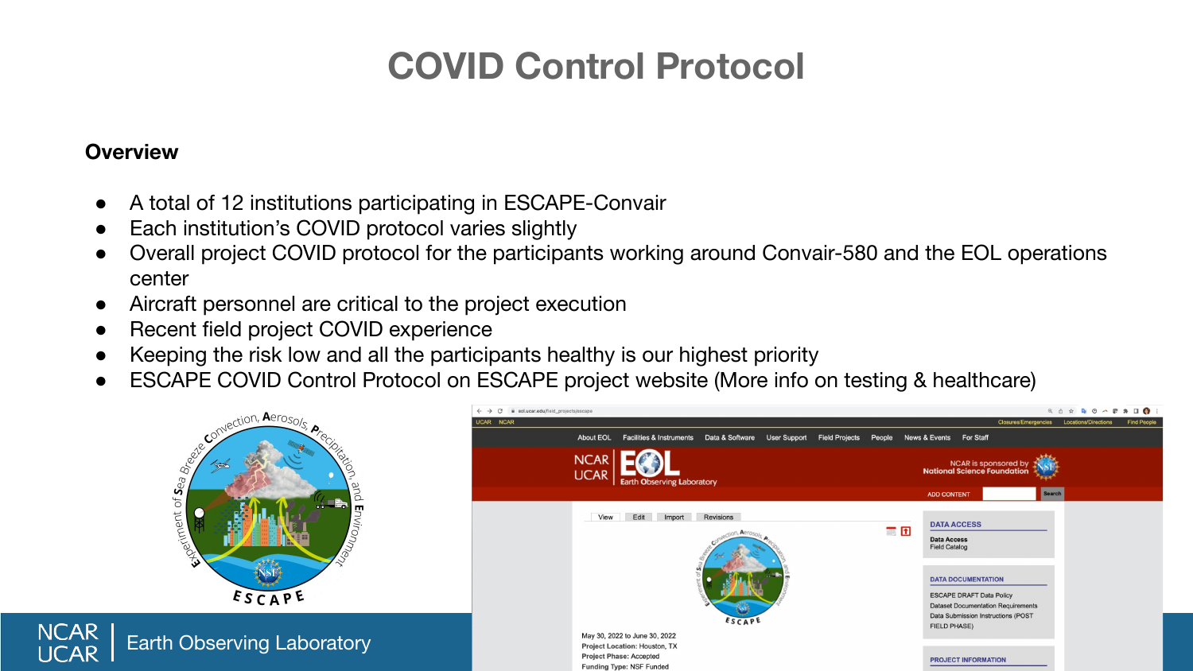# COVID Control Protocol

**Overview**

- A total of 12 institutions participating in ESCAPE-Convair
- Each institution's COVID protocol varies slightly
- Overall project COVID protocol for the participants working around Convair-580 and the EOL operations center
- Aircraft personnel are critical to the project execution
- Recent field project COVID experience
- Keeping the risk low and all the participants healthy is our highest priority
- ESCAPE COVID Control Protocol on ESCAPE project website (More info on testing & healthcare)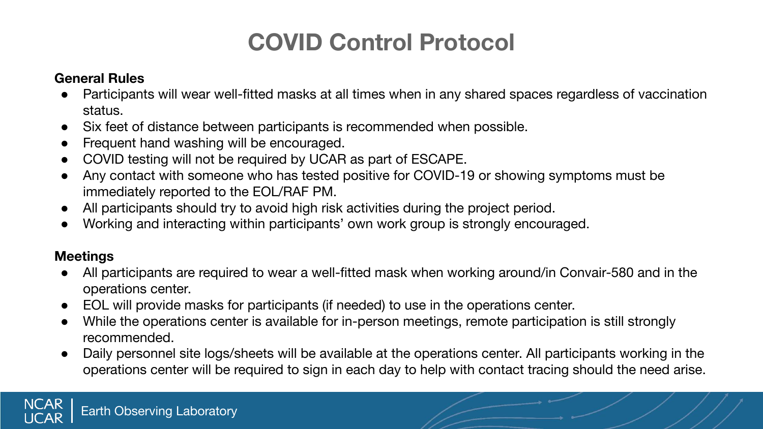# COVID Control Protocol

**General Rules**

- Participants will wear well-fitted masks at all times when in any shared spaces regardless of vaccination status.
- Six feet of distance between participants is recommended when possible.
- Frequent hand washing will be encouraged.
- COVID testing will not be required by UCAR as part of ESCAPE.
- Any contact with someone who has tested positive for COVID-19 or showing symptoms must be immediately reported to the EOL/RAF PM.
- All participants should try to avoid high risk activities during the project period.
- Working and interacting within participants' own work group is strongly encouraged.

**Meetings**

- All participants are required to wear a well-fitted mask when working around/in Convair-580 and in the operations center.
- EOL will provide masks for participants (if needed) to use in the operations center.
- While the operations center is available for in-person meetings, remote participation is still strongly recommended.
- Daily personnel site logs/sheets will be available at the operations center. All participants working in the operations center will be required to sign in each day to help with contact tracing should the need arise.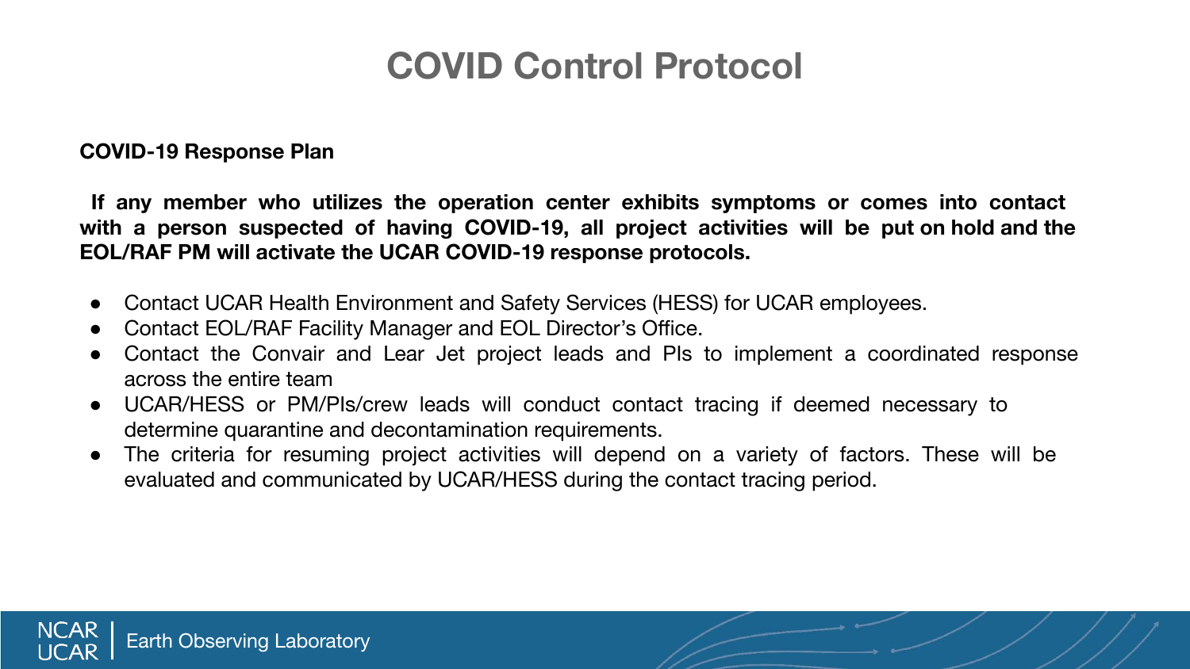# COVID Control Protocol

**COVID-19 Response Plan**

**If any member who utilizes the operation center exhibits symptoms or comes into contact with a person suspected of having COVID-19, all project activities will be put on hold and the EOL/RAF PM will activate the UCAR COVID-19 response protocols.**

- Contact UCAR Health Environment and Safety Services (HESS) for UCAR employees.
- Contact EOL/RAF Facility Manager and EOL Director's Office.
- Contact the Convair and Lear Jet project leads and PIs to implement a coordinated response across the entire team
- UCAR/HESS or PM/PIs/crew leads will conduct contact tracing if deemed necessary to determine quarantine and decontamination requirements.
- The criteria for resuming project activities will depend on a variety of factors. These will be evaluated and communicated by UCAR/HESS during the contact tracing period.